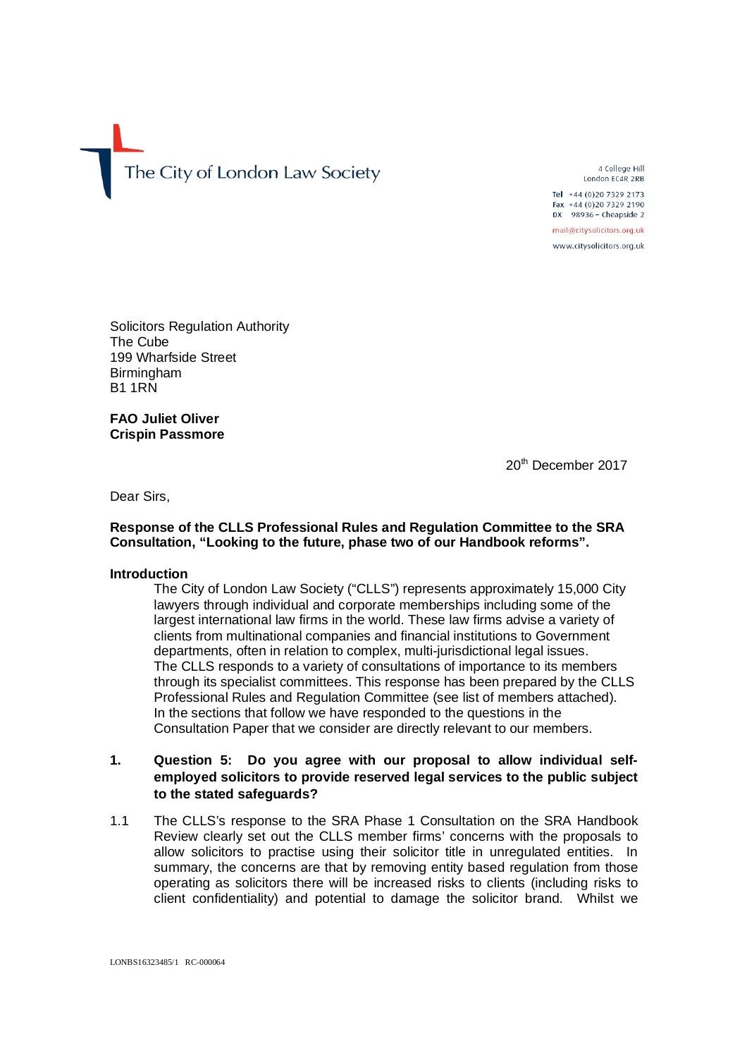The City of London Law Society

4 College Hill
London EC4R 2RB

Tel +44 (0)20 7329 2173
Fax +44 (0)20 7329 2190
DX 98936 – Cheapside 2

mail@citysolicitors.org.uk

www.citysolicitors.org.uk

Solicitors Regulation Authority
The Cube
199 Wharfside Street
Birmingham
B1 1RN

**FAO Juliet Oliver**
**Crispin Passmore**

20th December 2017

Dear Sirs,

**Response of the CLLS Professional Rules and Regulation Committee to the SRA Consultation, "Looking to the future, phase two of our Handbook reforms".**

**Introduction**

The City of London Law Society ("CLLS") represents approximately 15,000 City lawyers through individual and corporate memberships including some of the largest international law firms in the world. These law firms advise a variety of clients from multinational companies and financial institutions to Government departments, often in relation to complex, multi-jurisdictional legal issues. The CLLS responds to a variety of consultations of importance to its members through its specialist committees. This response has been prepared by the CLLS Professional Rules and Regulation Committee (see list of members attached). In the sections that follow we have responded to the questions in the Consultation Paper that we consider are directly relevant to our members.

1. **Question 5: Do you agree with our proposal to allow individual self-employed solicitors to provide reserved legal services to the public subject to the stated safeguards?**

1.1 The CLLS's response to the SRA Phase 1 Consultation on the SRA Handbook Review clearly set out the CLLS member firms' concerns with the proposals to allow solicitors to practise using their solicitor title in unregulated entities. In summary, the concerns are that by removing entity based regulation from those operating as solicitors there will be increased risks to clients (including risks to client confidentiality) and potential to damage the solicitor brand. Whilst we

LONBS16323485/1 RC-000064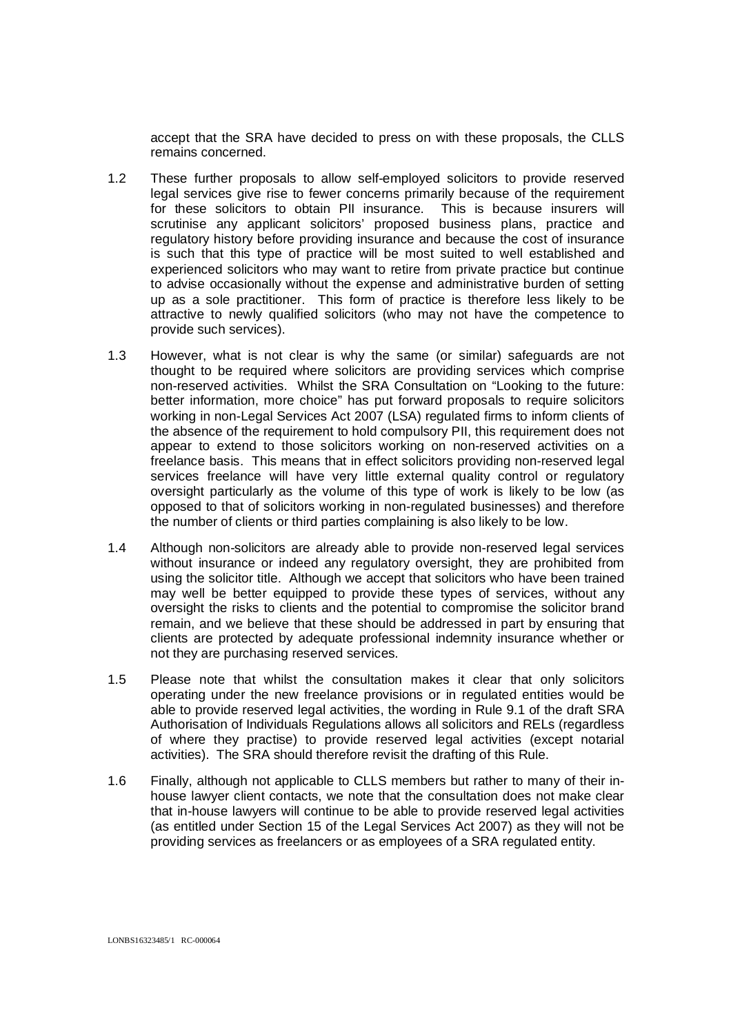accept that the SRA have decided to press on with these proposals, the CLLS remains concerned.

1.2 These further proposals to allow self-employed solicitors to provide reserved legal services give rise to fewer concerns primarily because of the requirement for these solicitors to obtain PII insurance. This is because insurers will scrutinise any applicant solicitors' proposed business plans, practice and regulatory history before providing insurance and because the cost of insurance is such that this type of practice will be most suited to well established and experienced solicitors who may want to retire from private practice but continue to advise occasionally without the expense and administrative burden of setting up as a sole practitioner. This form of practice is therefore less likely to be attractive to newly qualified solicitors (who may not have the competence to provide such services).

1.3 However, what is not clear is why the same (or similar) safeguards are not thought to be required where solicitors are providing services which comprise non-reserved activities. Whilst the SRA Consultation on "Looking to the future: better information, more choice" has put forward proposals to require solicitors working in non-Legal Services Act 2007 (LSA) regulated firms to inform clients of the absence of the requirement to hold compulsory PII, this requirement does not appear to extend to those solicitors working on non-reserved activities on a freelance basis. This means that in effect solicitors providing non-reserved legal services freelance will have very little external quality control or regulatory oversight particularly as the volume of this type of work is likely to be low (as opposed to that of solicitors working in non-regulated businesses) and therefore the number of clients or third parties complaining is also likely to be low.

1.4 Although non-solicitors are already able to provide non-reserved legal services without insurance or indeed any regulatory oversight, they are prohibited from using the solicitor title. Although we accept that solicitors who have been trained may well be better equipped to provide these types of services, without any oversight the risks to clients and the potential to compromise the solicitor brand remain, and we believe that these should be addressed in part by ensuring that clients are protected by adequate professional indemnity insurance whether or not they are purchasing reserved services.

1.5 Please note that whilst the consultation makes it clear that only solicitors operating under the new freelance provisions or in regulated entities would be able to provide reserved legal activities, the wording in Rule 9.1 of the draft SRA Authorisation of Individuals Regulations allows all solicitors and RELs (regardless of where they practise) to provide reserved legal activities (except notarial activities). The SRA should therefore revisit the drafting of this Rule.

1.6 Finally, although not applicable to CLLS members but rather to many of their in-house lawyer client contacts, we note that the consultation does not make clear that in-house lawyers will continue to be able to provide reserved legal activities (as entitled under Section 15 of the Legal Services Act 2007) as they will not be providing services as freelancers or as employees of a SRA regulated entity.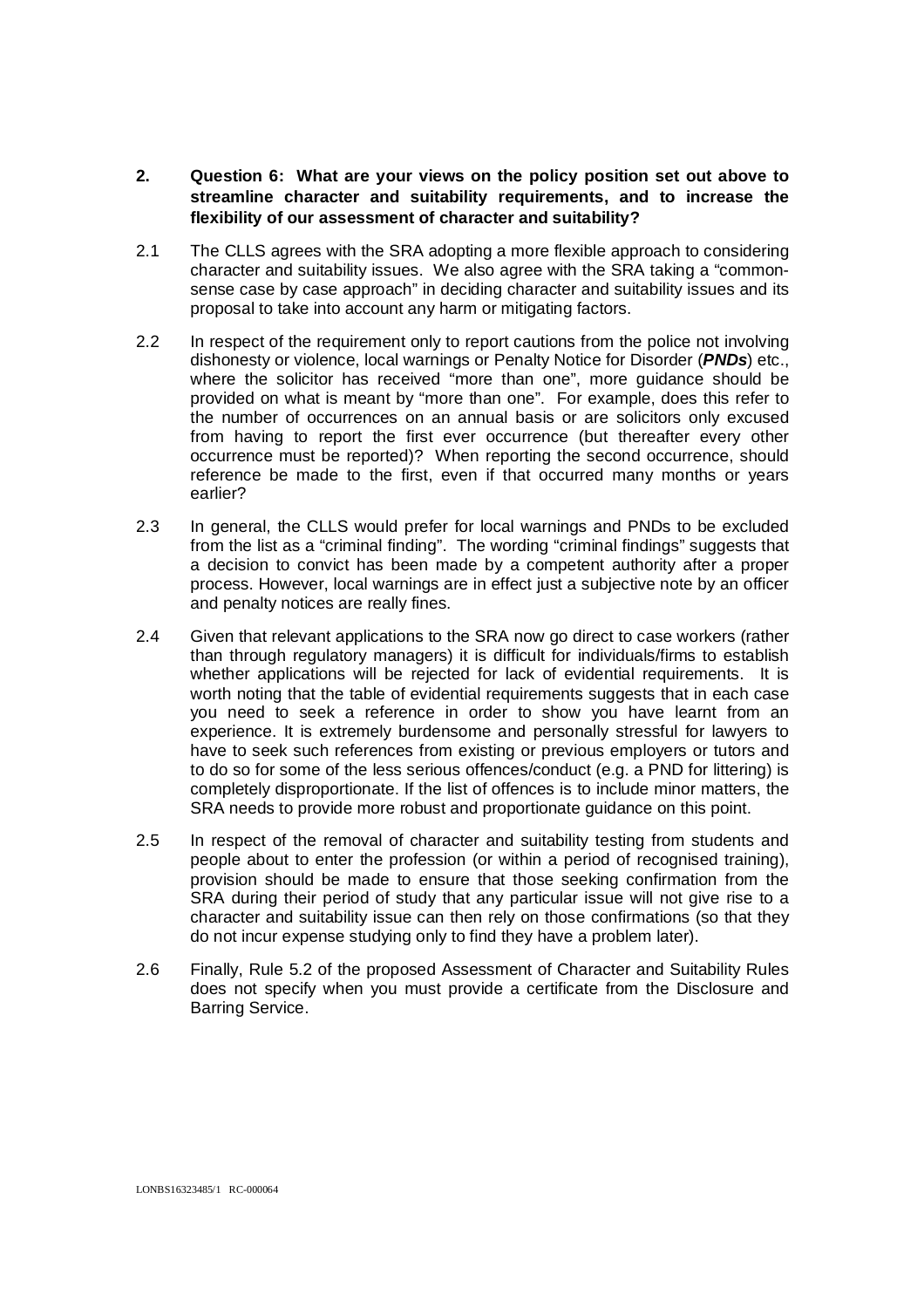**2. Question 6: What are your views on the policy position set out above to streamline character and suitability requirements, and to increase the flexibility of our assessment of character and suitability?**

2.1 The CLLS agrees with the SRA adopting a more flexible approach to considering character and suitability issues. We also agree with the SRA taking a "common-sense case by case approach" in deciding character and suitability issues and its proposal to take into account any harm or mitigating factors.

2.2 In respect of the requirement only to report cautions from the police not involving dishonesty or violence, local warnings or Penalty Notice for Disorder (***PNDs***) etc., where the solicitor has received "more than one", more guidance should be provided on what is meant by "more than one". For example, does this refer to the number of occurrences on an annual basis or are solicitors only excused from having to report the first ever occurrence (but thereafter every other occurrence must be reported)? When reporting the second occurrence, should reference be made to the first, even if that occurred many months or years earlier?

2.3 In general, the CLLS would prefer for local warnings and PNDs to be excluded from the list as a "criminal finding". The wording "criminal findings" suggests that a decision to convict has been made by a competent authority after a proper process. However, local warnings are in effect just a subjective note by an officer and penalty notices are really fines.

2.4 Given that relevant applications to the SRA now go direct to case workers (rather than through regulatory managers) it is difficult for individuals/firms to establish whether applications will be rejected for lack of evidential requirements. It is worth noting that the table of evidential requirements suggests that in each case you need to seek a reference in order to show you have learnt from an experience. It is extremely burdensome and personally stressful for lawyers to have to seek such references from existing or previous employers or tutors and to do so for some of the less serious offences/conduct (e.g. a PND for littering) is completely disproportionate. If the list of offences is to include minor matters, the SRA needs to provide more robust and proportionate guidance on this point.

2.5 In respect of the removal of character and suitability testing from students and people about to enter the profession (or within a period of recognised training), provision should be made to ensure that those seeking confirmation from the SRA during their period of study that any particular issue will not give rise to a character and suitability issue can then rely on those confirmations (so that they do not incur expense studying only to find they have a problem later).

2.6 Finally, Rule 5.2 of the proposed Assessment of Character and Suitability Rules does not specify when you must provide a certificate from the Disclosure and Barring Service.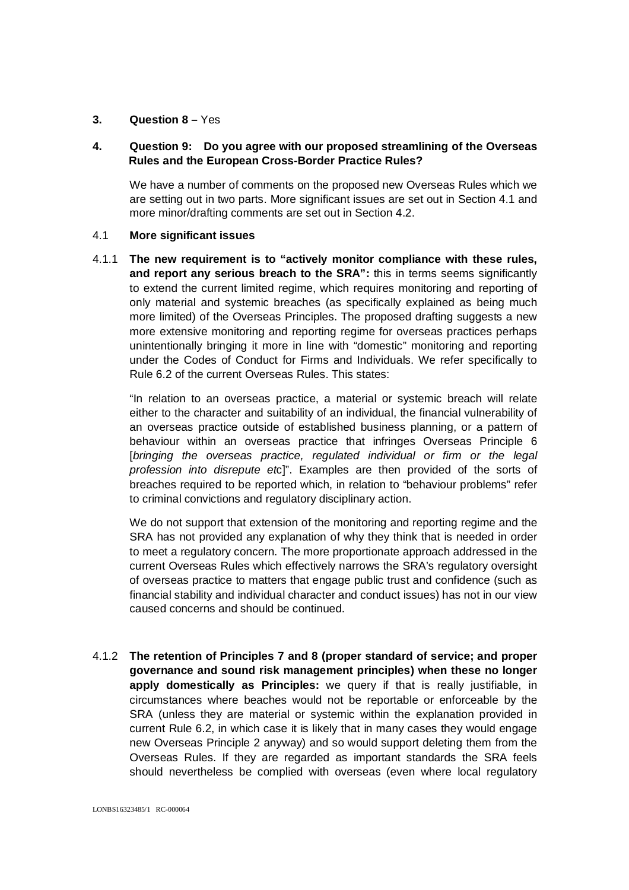**3. Question 8 –** Yes

**4. Question 9: Do you agree with our proposed streamlining of the Overseas Rules and the European Cross-Border Practice Rules?**

We have a number of comments on the proposed new Overseas Rules which we are setting out in two parts. More significant issues are set out in Section 4.1 and more minor/drafting comments are set out in Section 4.2.

4.1 **More significant issues**

4.1.1 **The new requirement is to "actively monitor compliance with these rules, and report any serious breach to the SRA":** this in terms seems significantly to extend the current limited regime, which requires monitoring and reporting of only material and systemic breaches (as specifically explained as being much more limited) of the Overseas Principles. The proposed drafting suggests a new more extensive monitoring and reporting regime for overseas practices perhaps unintentionally bringing it more in line with "domestic" monitoring and reporting under the Codes of Conduct for Firms and Individuals. We refer specifically to Rule 6.2 of the current Overseas Rules. This states:

"In relation to an overseas practice, a material or systemic breach will relate either to the character and suitability of an individual, the financial vulnerability of an overseas practice outside of established business planning, or a pattern of behaviour within an overseas practice that infringes Overseas Principle 6 [*bringing the overseas practice, regulated individual or firm or the legal profession into disrepute etc*]". Examples are then provided of the sorts of breaches required to be reported which, in relation to "behaviour problems" refer to criminal convictions and regulatory disciplinary action.

We do not support that extension of the monitoring and reporting regime and the SRA has not provided any explanation of why they think that is needed in order to meet a regulatory concern. The more proportionate approach addressed in the current Overseas Rules which effectively narrows the SRA's regulatory oversight of overseas practice to matters that engage public trust and confidence (such as financial stability and individual character and conduct issues) has not in our view caused concerns and should be continued.

4.1.2 **The retention of Principles 7 and 8 (proper standard of service; and proper governance and sound risk management principles) when these no longer apply domestically as Principles:** we query if that is really justifiable, in circumstances where beaches would not be reportable or enforceable by the SRA (unless they are material or systemic within the explanation provided in current Rule 6.2, in which case it is likely that in many cases they would engage new Overseas Principle 2 anyway) and so would support deleting them from the Overseas Rules. If they are regarded as important standards the SRA feels should nevertheless be complied with overseas (even where local regulatory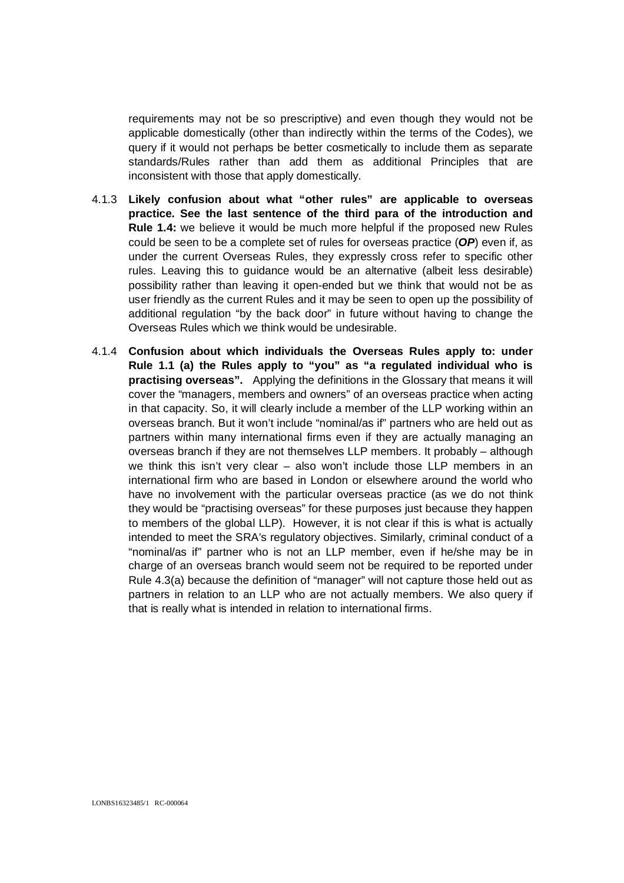requirements may not be so prescriptive) and even though they would not be applicable domestically (other than indirectly within the terms of the Codes), we query if it would not perhaps be better cosmetically to include them as separate standards/Rules rather than add them as additional Principles that are inconsistent with those that apply domestically.

4.1.3 **Likely confusion about what "other rules" are applicable to overseas practice. See the last sentence of the third para of the introduction and Rule 1.4:** we believe it would be much more helpful if the proposed new Rules could be seen to be a complete set of rules for overseas practice (***OP***) even if, as under the current Overseas Rules, they expressly cross refer to specific other rules. Leaving this to guidance would be an alternative (albeit less desirable) possibility rather than leaving it open-ended but we think that would not be as user friendly as the current Rules and it may be seen to open up the possibility of additional regulation "by the back door" in future without having to change the Overseas Rules which we think would be undesirable.

4.1.4 **Confusion about which individuals the Overseas Rules apply to: under Rule 1.1 (a) the Rules apply to "you" as "a regulated individual who is practising overseas".** Applying the definitions in the Glossary that means it will cover the "managers, members and owners" of an overseas practice when acting in that capacity. So, it will clearly include a member of the LLP working within an overseas branch. But it won't include "nominal/as if" partners who are held out as partners within many international firms even if they are actually managing an overseas branch if they are not themselves LLP members. It probably – although we think this isn't very clear – also won't include those LLP members in an international firm who are based in London or elsewhere around the world who have no involvement with the particular overseas practice (as we do not think they would be "practising overseas" for these purposes just because they happen to members of the global LLP). However, it is not clear if this is what is actually intended to meet the SRA's regulatory objectives. Similarly, criminal conduct of a "nominal/as if" partner who is not an LLP member, even if he/she may be in charge of an overseas branch would seem not be required to be reported under Rule 4.3(a) because the definition of "manager" will not capture those held out as partners in relation to an LLP who are not actually members. We also query if that is really what is intended in relation to international firms.

LONBS16323485/1 RC-000064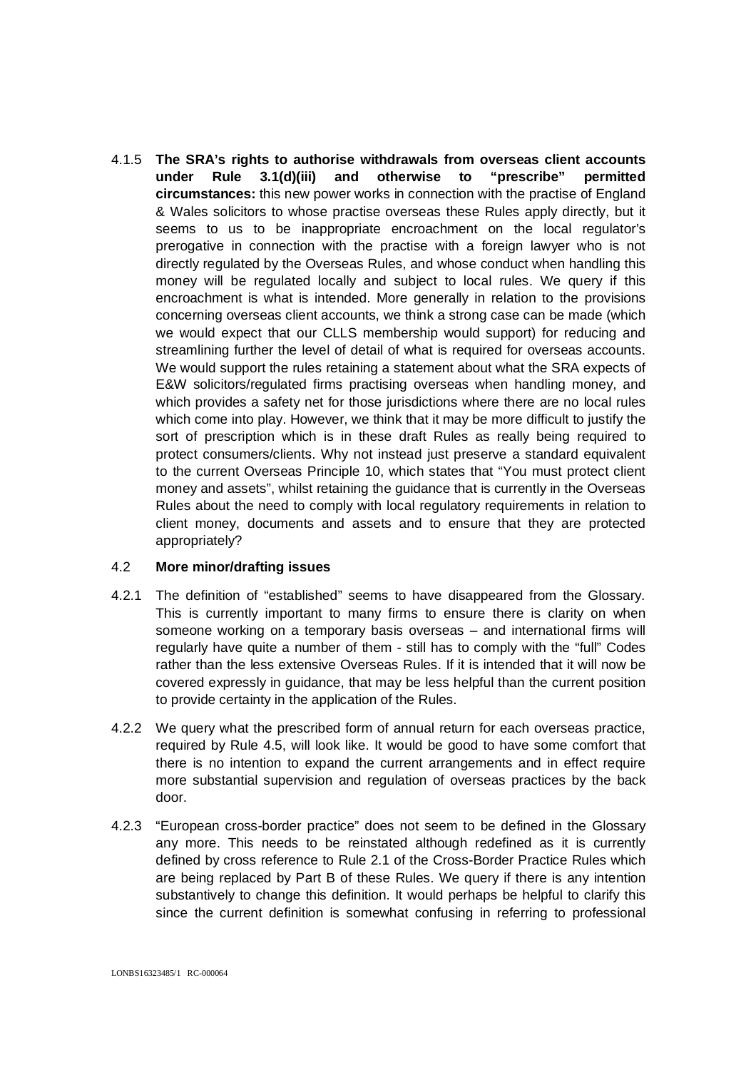4.1.5 **The SRA's rights to authorise withdrawals from overseas client accounts under Rule 3.1(d)(iii) and otherwise to "prescribe" permitted circumstances:** this new power works in connection with the practise of England & Wales solicitors to whose practise overseas these Rules apply directly, but it seems to us to be inappropriate encroachment on the local regulator's prerogative in connection with the practise with a foreign lawyer who is not directly regulated by the Overseas Rules, and whose conduct when handling this money will be regulated locally and subject to local rules. We query if this encroachment is what is intended. More generally in relation to the provisions concerning overseas client accounts, we think a strong case can be made (which we would expect that our CLLS membership would support) for reducing and streamlining further the level of detail of what is required for overseas accounts. We would support the rules retaining a statement about what the SRA expects of E&W solicitors/regulated firms practising overseas when handling money, and which provides a safety net for those jurisdictions where there are no local rules which come into play. However, we think that it may be more difficult to justify the sort of prescription which is in these draft Rules as really being required to protect consumers/clients. Why not instead just preserve a standard equivalent to the current Overseas Principle 10, which states that "You must protect client money and assets", whilst retaining the guidance that is currently in the Overseas Rules about the need to comply with local regulatory requirements in relation to client money, documents and assets and to ensure that they are protected appropriately?

4.2 **More minor/drafting issues**

4.2.1 The definition of "established" seems to have disappeared from the Glossary. This is currently important to many firms to ensure there is clarity on when someone working on a temporary basis overseas – and international firms will regularly have quite a number of them - still has to comply with the "full" Codes rather than the less extensive Overseas Rules. If it is intended that it will now be covered expressly in guidance, that may be less helpful than the current position to provide certainty in the application of the Rules.

4.2.2 We query what the prescribed form of annual return for each overseas practice, required by Rule 4.5, will look like. It would be good to have some comfort that there is no intention to expand the current arrangements and in effect require more substantial supervision and regulation of overseas practices by the back door.

4.2.3 "European cross-border practice" does not seem to be defined in the Glossary any more. This needs to be reinstated although redefined as it is currently defined by cross reference to Rule 2.1 of the Cross-Border Practice Rules which are being replaced by Part B of these Rules. We query if there is any intention substantively to change this definition. It would perhaps be helpful to clarify this since the current definition is somewhat confusing in referring to professional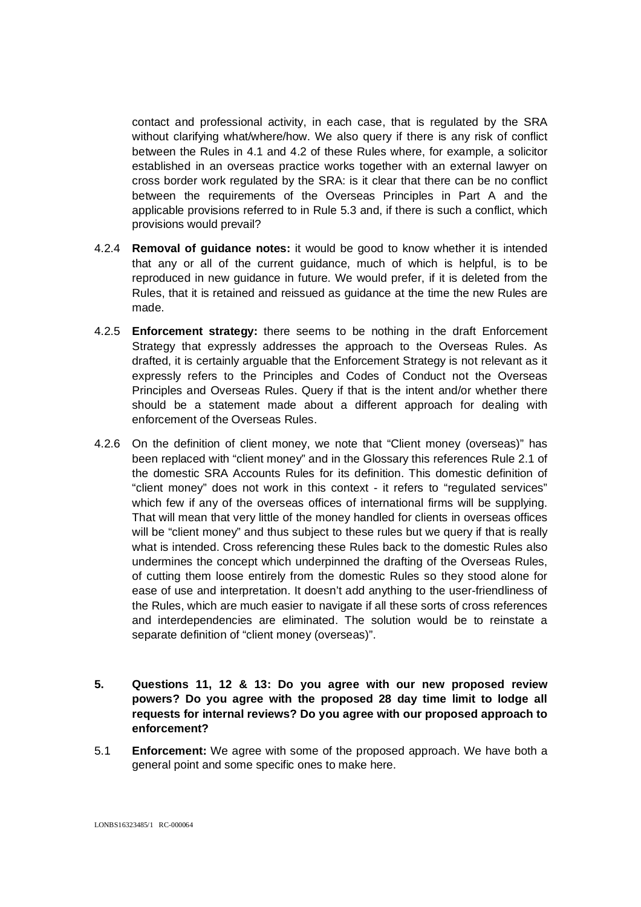contact and professional activity, in each case, that is regulated by the SRA without clarifying what/where/how. We also query if there is any risk of conflict between the Rules in 4.1 and 4.2 of these Rules where, for example, a solicitor established in an overseas practice works together with an external lawyer on cross border work regulated by the SRA: is it clear that there can be no conflict between the requirements of the Overseas Principles in Part A and the applicable provisions referred to in Rule 5.3 and, if there is such a conflict, which provisions would prevail?

4.2.4 **Removal of guidance notes:** it would be good to know whether it is intended that any or all of the current guidance, much of which is helpful, is to be reproduced in new guidance in future. We would prefer, if it is deleted from the Rules, that it is retained and reissued as guidance at the time the new Rules are made.

4.2.5 **Enforcement strategy:** there seems to be nothing in the draft Enforcement Strategy that expressly addresses the approach to the Overseas Rules. As drafted, it is certainly arguable that the Enforcement Strategy is not relevant as it expressly refers to the Principles and Codes of Conduct not the Overseas Principles and Overseas Rules. Query if that is the intent and/or whether there should be a statement made about a different approach for dealing with enforcement of the Overseas Rules.

4.2.6 On the definition of client money, we note that "Client money (overseas)" has been replaced with "client money" and in the Glossary this references Rule 2.1 of the domestic SRA Accounts Rules for its definition. This domestic definition of "client money" does not work in this context - it refers to "regulated services" which few if any of the overseas offices of international firms will be supplying. That will mean that very little of the money handled for clients in overseas offices will be "client money" and thus subject to these rules but we query if that is really what is intended. Cross referencing these Rules back to the domestic Rules also undermines the concept which underpinned the drafting of the Overseas Rules, of cutting them loose entirely from the domestic Rules so they stood alone for ease of use and interpretation. It doesn't add anything to the user-friendliness of the Rules, which are much easier to navigate if all these sorts of cross references and interdependencies are eliminated. The solution would be to reinstate a separate definition of "client money (overseas)".

## 5. Questions 11, 12 & 13: Do you agree with our new proposed review powers? Do you agree with the proposed 28 day time limit to lodge all requests for internal reviews? Do you agree with our proposed approach to enforcement?

5.1 **Enforcement:** We agree with some of the proposed approach. We have both a general point and some specific ones to make here.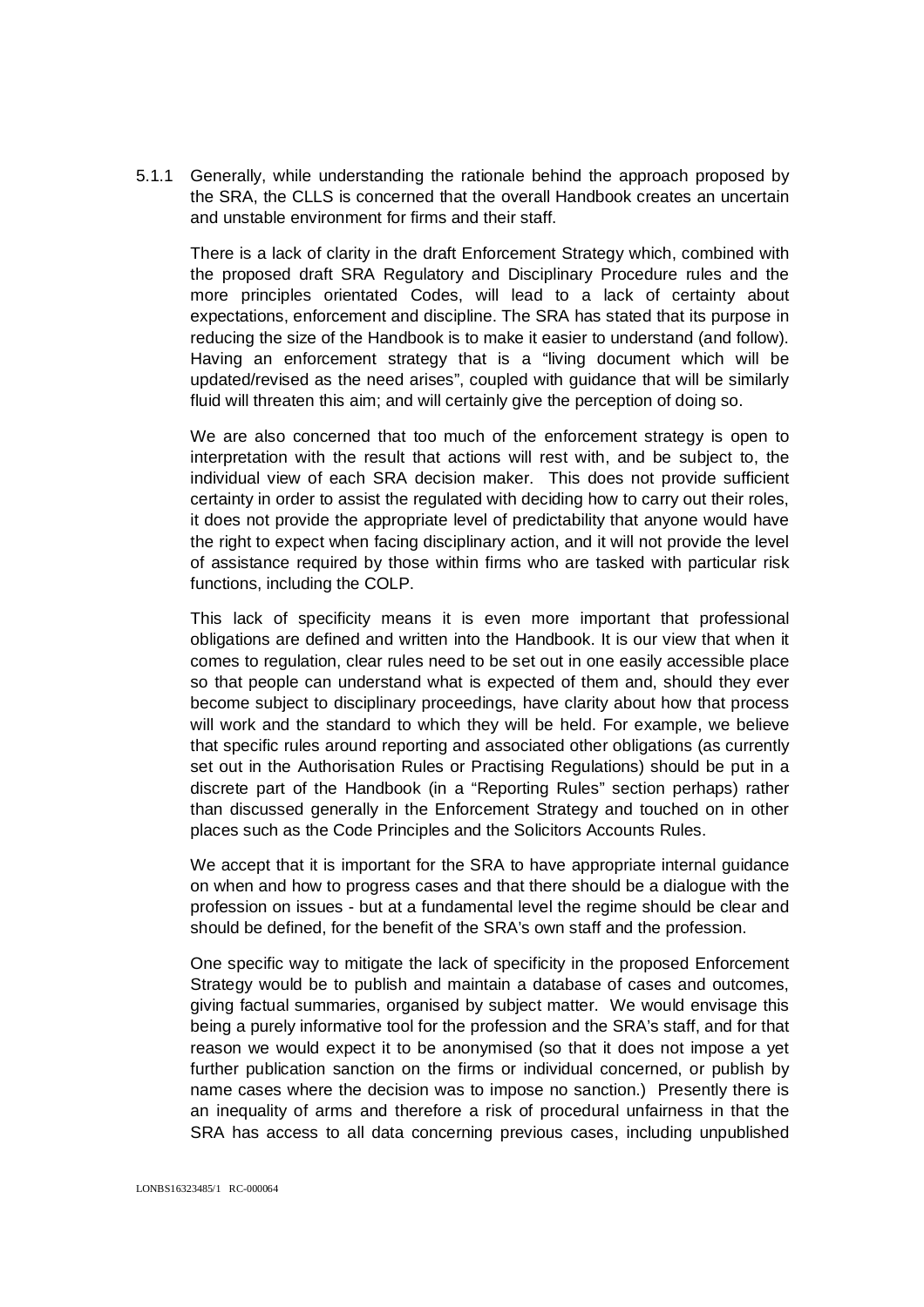5.1.1 Generally, while understanding the rationale behind the approach proposed by the SRA, the CLLS is concerned that the overall Handbook creates an uncertain and unstable environment for firms and their staff.

There is a lack of clarity in the draft Enforcement Strategy which, combined with the proposed draft SRA Regulatory and Disciplinary Procedure rules and the more principles orientated Codes, will lead to a lack of certainty about expectations, enforcement and discipline. The SRA has stated that its purpose in reducing the size of the Handbook is to make it easier to understand (and follow). Having an enforcement strategy that is a "living document which will be updated/revised as the need arises", coupled with guidance that will be similarly fluid will threaten this aim; and will certainly give the perception of doing so.

We are also concerned that too much of the enforcement strategy is open to interpretation with the result that actions will rest with, and be subject to, the individual view of each SRA decision maker. This does not provide sufficient certainty in order to assist the regulated with deciding how to carry out their roles, it does not provide the appropriate level of predictability that anyone would have the right to expect when facing disciplinary action, and it will not provide the level of assistance required by those within firms who are tasked with particular risk functions, including the COLP.

This lack of specificity means it is even more important that professional obligations are defined and written into the Handbook. It is our view that when it comes to regulation, clear rules need to be set out in one easily accessible place so that people can understand what is expected of them and, should they ever become subject to disciplinary proceedings, have clarity about how that process will work and the standard to which they will be held. For example, we believe that specific rules around reporting and associated other obligations (as currently set out in the Authorisation Rules or Practising Regulations) should be put in a discrete part of the Handbook (in a "Reporting Rules" section perhaps) rather than discussed generally in the Enforcement Strategy and touched on in other places such as the Code Principles and the Solicitors Accounts Rules.

We accept that it is important for the SRA to have appropriate internal guidance on when and how to progress cases and that there should be a dialogue with the profession on issues - but at a fundamental level the regime should be clear and should be defined, for the benefit of the SRA's own staff and the profession.

One specific way to mitigate the lack of specificity in the proposed Enforcement Strategy would be to publish and maintain a database of cases and outcomes, giving factual summaries, organised by subject matter. We would envisage this being a purely informative tool for the profession and the SRA's staff, and for that reason we would expect it to be anonymised (so that it does not impose a yet further publication sanction on the firms or individual concerned, or publish by name cases where the decision was to impose no sanction.) Presently there is an inequality of arms and therefore a risk of procedural unfairness in that the SRA has access to all data concerning previous cases, including unpublished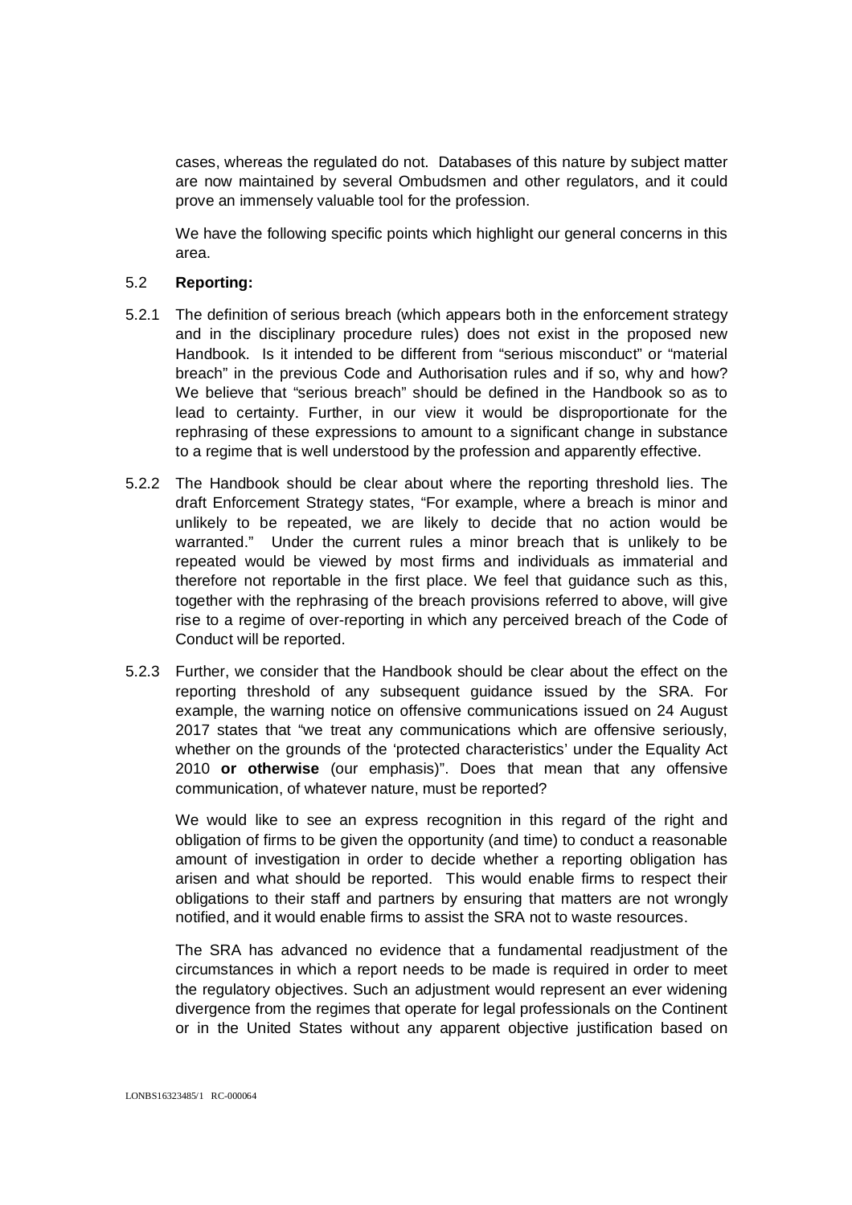cases, whereas the regulated do not. Databases of this nature by subject matter are now maintained by several Ombudsmen and other regulators, and it could prove an immensely valuable tool for the profession.

We have the following specific points which highlight our general concerns in this area.

5.2 **Reporting:**

5.2.1 The definition of serious breach (which appears both in the enforcement strategy and in the disciplinary procedure rules) does not exist in the proposed new Handbook. Is it intended to be different from "serious misconduct" or "material breach" in the previous Code and Authorisation rules and if so, why and how? We believe that "serious breach" should be defined in the Handbook so as to lead to certainty. Further, in our view it would be disproportionate for the rephrasing of these expressions to amount to a significant change in substance to a regime that is well understood by the profession and apparently effective.

5.2.2 The Handbook should be clear about where the reporting threshold lies. The draft Enforcement Strategy states, "For example, where a breach is minor and unlikely to be repeated, we are likely to decide that no action would be warranted." Under the current rules a minor breach that is unlikely to be repeated would be viewed by most firms and individuals as immaterial and therefore not reportable in the first place. We feel that guidance such as this, together with the rephrasing of the breach provisions referred to above, will give rise to a regime of over-reporting in which any perceived breach of the Code of Conduct will be reported.

5.2.3 Further, we consider that the Handbook should be clear about the effect on the reporting threshold of any subsequent guidance issued by the SRA. For example, the warning notice on offensive communications issued on 24 August 2017 states that "we treat any communications which are offensive seriously, whether on the grounds of the 'protected characteristics' under the Equality Act 2010 **or otherwise** (our emphasis)". Does that mean that any offensive communication, of whatever nature, must be reported?

We would like to see an express recognition in this regard of the right and obligation of firms to be given the opportunity (and time) to conduct a reasonable amount of investigation in order to decide whether a reporting obligation has arisen and what should be reported. This would enable firms to respect their obligations to their staff and partners by ensuring that matters are not wrongly notified, and it would enable firms to assist the SRA not to waste resources.

The SRA has advanced no evidence that a fundamental readjustment of the circumstances in which a report needs to be made is required in order to meet the regulatory objectives. Such an adjustment would represent an ever widening divergence from the regimes that operate for legal professionals on the Continent or in the United States without any apparent objective justification based on

LONBS16323485/1 RC-000064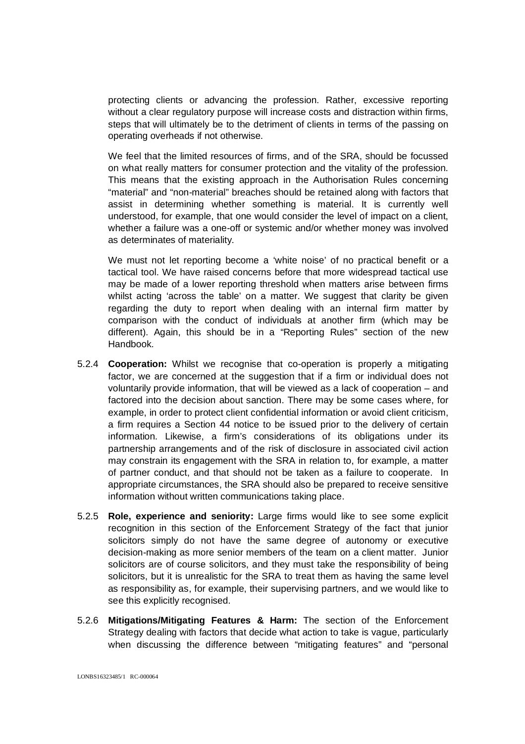protecting clients or advancing the profession. Rather, excessive reporting without a clear regulatory purpose will increase costs and distraction within firms, steps that will ultimately be to the detriment of clients in terms of the passing on operating overheads if not otherwise.

We feel that the limited resources of firms, and of the SRA, should be focussed on what really matters for consumer protection and the vitality of the profession. This means that the existing approach in the Authorisation Rules concerning "material" and "non-material" breaches should be retained along with factors that assist in determining whether something is material. It is currently well understood, for example, that one would consider the level of impact on a client, whether a failure was a one-off or systemic and/or whether money was involved as determinates of materiality.

We must not let reporting become a 'white noise' of no practical benefit or a tactical tool. We have raised concerns before that more widespread tactical use may be made of a lower reporting threshold when matters arise between firms whilst acting 'across the table' on a matter. We suggest that clarity be given regarding the duty to report when dealing with an internal firm matter by comparison with the conduct of individuals at another firm (which may be different). Again, this should be in a "Reporting Rules" section of the new Handbook.

5.2.4 **Cooperation:** Whilst we recognise that co-operation is properly a mitigating factor, we are concerned at the suggestion that if a firm or individual does not voluntarily provide information, that will be viewed as a lack of cooperation – and factored into the decision about sanction. There may be some cases where, for example, in order to protect client confidential information or avoid client criticism, a firm requires a Section 44 notice to be issued prior to the delivery of certain information. Likewise, a firm's considerations of its obligations under its partnership arrangements and of the risk of disclosure in associated civil action may constrain its engagement with the SRA in relation to, for example, a matter of partner conduct, and that should not be taken as a failure to cooperate. In appropriate circumstances, the SRA should also be prepared to receive sensitive information without written communications taking place.

5.2.5 **Role, experience and seniority:** Large firms would like to see some explicit recognition in this section of the Enforcement Strategy of the fact that junior solicitors simply do not have the same degree of autonomy or executive decision-making as more senior members of the team on a client matter. Junior solicitors are of course solicitors, and they must take the responsibility of being solicitors, but it is unrealistic for the SRA to treat them as having the same level as responsibility as, for example, their supervising partners, and we would like to see this explicitly recognised.

5.2.6 **Mitigations/Mitigating Features & Harm:** The section of the Enforcement Strategy dealing with factors that decide what action to take is vague, particularly when discussing the difference between "mitigating features" and "personal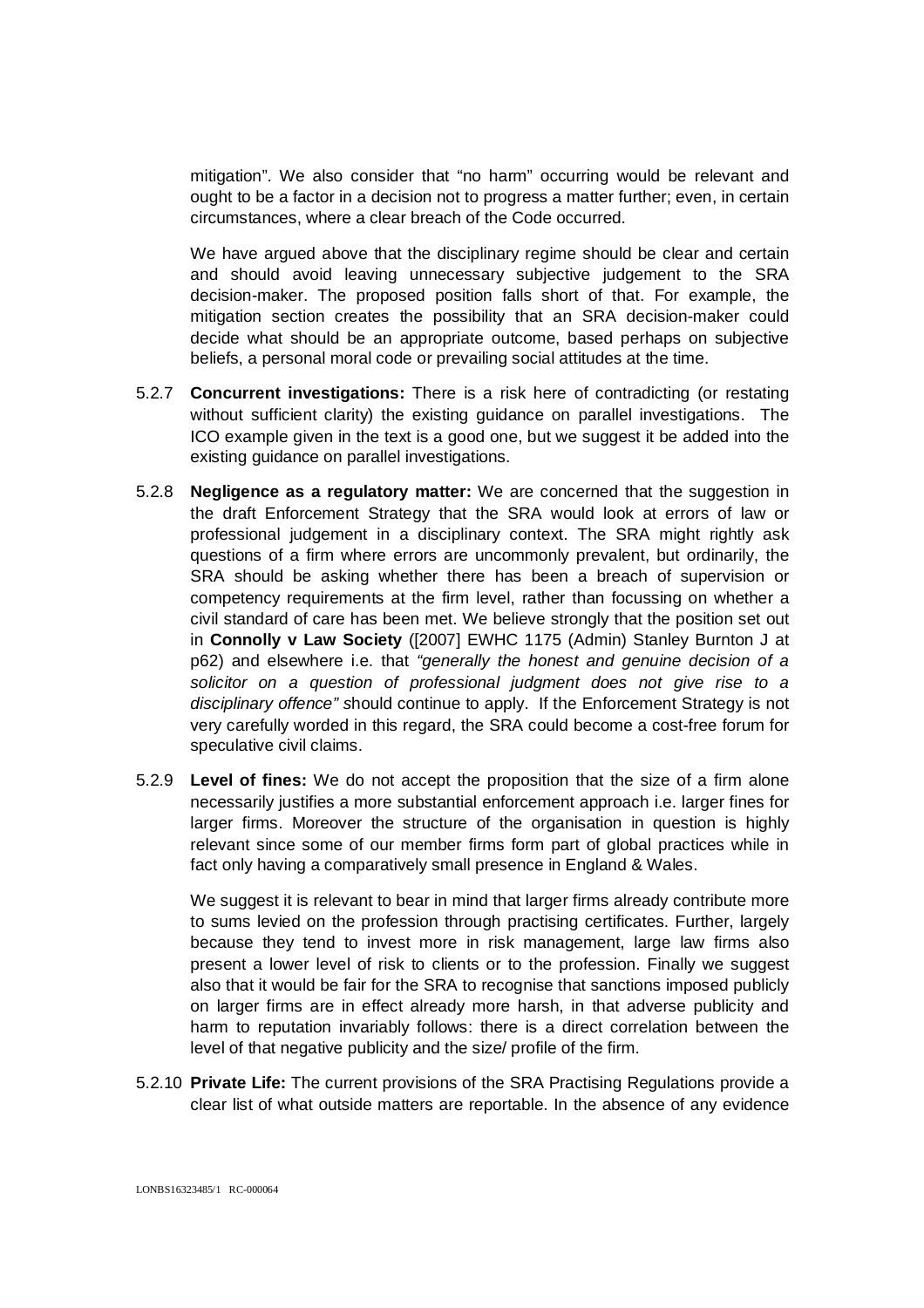mitigation". We also consider that "no harm" occurring would be relevant and ought to be a factor in a decision not to progress a matter further; even, in certain circumstances, where a clear breach of the Code occurred.

We have argued above that the disciplinary regime should be clear and certain and should avoid leaving unnecessary subjective judgement to the SRA decision-maker. The proposed position falls short of that. For example, the mitigation section creates the possibility that an SRA decision-maker could decide what should be an appropriate outcome, based perhaps on subjective beliefs, a personal moral code or prevailing social attitudes at the time.

5.2.7 **Concurrent investigations:** There is a risk here of contradicting (or restating without sufficient clarity) the existing guidance on parallel investigations. The ICO example given in the text is a good one, but we suggest it be added into the existing guidance on parallel investigations.

5.2.8 **Negligence as a regulatory matter:** We are concerned that the suggestion in the draft Enforcement Strategy that the SRA would look at errors of law or professional judgement in a disciplinary context. The SRA might rightly ask questions of a firm where errors are uncommonly prevalent, but ordinarily, the SRA should be asking whether there has been a breach of supervision or competency requirements at the firm level, rather than focussing on whether a civil standard of care has been met. We believe strongly that the position set out in **Connolly v Law Society** ([2007] EWHC 1175 (Admin) Stanley Burnton J at p62) and elsewhere i.e. that *"generally the honest and genuine decision of a solicitor on a question of professional judgment does not give rise to a disciplinary offence"* should continue to apply. If the Enforcement Strategy is not very carefully worded in this regard, the SRA could become a cost-free forum for speculative civil claims.

5.2.9 **Level of fines:** We do not accept the proposition that the size of a firm alone necessarily justifies a more substantial enforcement approach i.e. larger fines for larger firms. Moreover the structure of the organisation in question is highly relevant since some of our member firms form part of global practices while in fact only having a comparatively small presence in England & Wales.

We suggest it is relevant to bear in mind that larger firms already contribute more to sums levied on the profession through practising certificates. Further, largely because they tend to invest more in risk management, large law firms also present a lower level of risk to clients or to the profession. Finally we suggest also that it would be fair for the SRA to recognise that sanctions imposed publicly on larger firms are in effect already more harsh, in that adverse publicity and harm to reputation invariably follows: there is a direct correlation between the level of that negative publicity and the size/ profile of the firm.

5.2.10 **Private Life:** The current provisions of the SRA Practising Regulations provide a clear list of what outside matters are reportable. In the absence of any evidence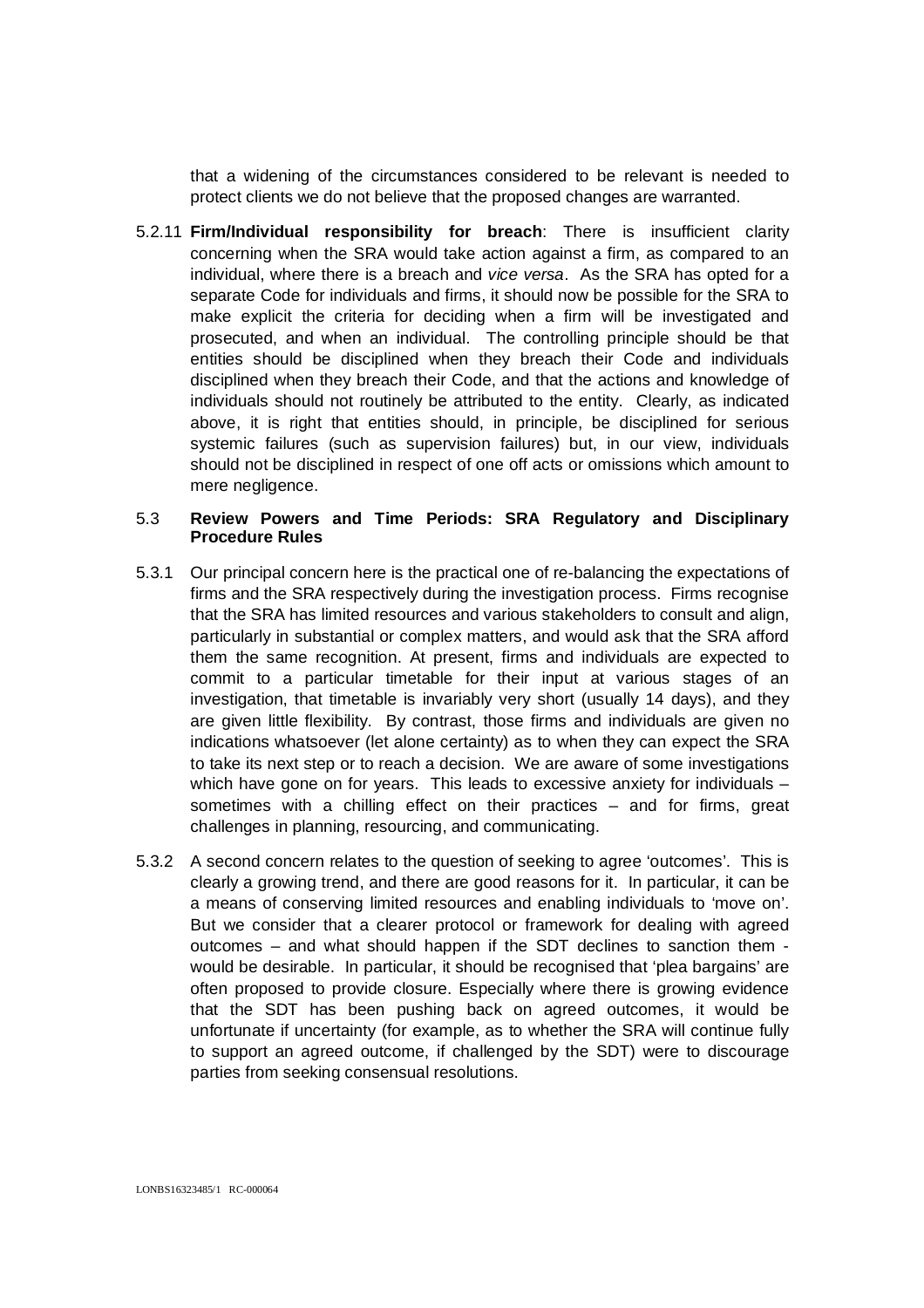that a widening of the circumstances considered to be relevant is needed to protect clients we do not believe that the proposed changes are warranted.

5.2.11 **Firm/Individual responsibility for breach**: There is insufficient clarity concerning when the SRA would take action against a firm, as compared to an individual, where there is a breach and *vice versa*. As the SRA has opted for a separate Code for individuals and firms, it should now be possible for the SRA to make explicit the criteria for deciding when a firm will be investigated and prosecuted, and when an individual. The controlling principle should be that entities should be disciplined when they breach their Code and individuals disciplined when they breach their Code, and that the actions and knowledge of individuals should not routinely be attributed to the entity. Clearly, as indicated above, it is right that entities should, in principle, be disciplined for serious systemic failures (such as supervision failures) but, in our view, individuals should not be disciplined in respect of one off acts or omissions which amount to mere negligence.

### 5.3 Review Powers and Time Periods: SRA Regulatory and Disciplinary Procedure Rules

5.3.1 Our principal concern here is the practical one of re-balancing the expectations of firms and the SRA respectively during the investigation process. Firms recognise that the SRA has limited resources and various stakeholders to consult and align, particularly in substantial or complex matters, and would ask that the SRA afford them the same recognition. At present, firms and individuals are expected to commit to a particular timetable for their input at various stages of an investigation, that timetable is invariably very short (usually 14 days), and they are given little flexibility. By contrast, those firms and individuals are given no indications whatsoever (let alone certainty) as to when they can expect the SRA to take its next step or to reach a decision. We are aware of some investigations which have gone on for years. This leads to excessive anxiety for individuals – sometimes with a chilling effect on their practices – and for firms, great challenges in planning, resourcing, and communicating.

5.3.2 A second concern relates to the question of seeking to agree 'outcomes'. This is clearly a growing trend, and there are good reasons for it. In particular, it can be a means of conserving limited resources and enabling individuals to 'move on'. But we consider that a clearer protocol or framework for dealing with agreed outcomes – and what should happen if the SDT declines to sanction them - would be desirable. In particular, it should be recognised that 'plea bargains' are often proposed to provide closure. Especially where there is growing evidence that the SDT has been pushing back on agreed outcomes, it would be unfortunate if uncertainty (for example, as to whether the SRA will continue fully to support an agreed outcome, if challenged by the SDT) were to discourage parties from seeking consensual resolutions.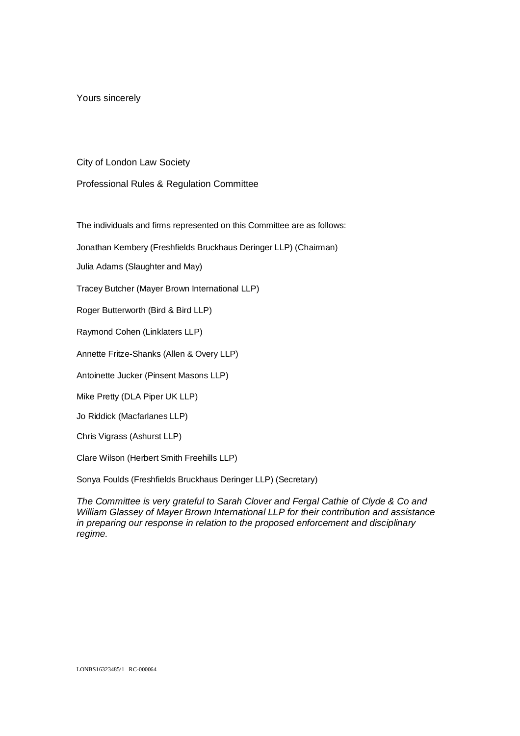Yours sincerely

City of London Law Society

Professional Rules & Regulation Committee

The individuals and firms represented on this Committee are as follows:

Jonathan Kembery (Freshfields Bruckhaus Deringer LLP) (Chairman)

Julia Adams (Slaughter and May)

Tracey Butcher (Mayer Brown International LLP)

Roger Butterworth (Bird & Bird LLP)

Raymond Cohen (Linklaters LLP)

Annette Fritze-Shanks (Allen & Overy LLP)

Antoinette Jucker (Pinsent Masons LLP)

Mike Pretty (DLA Piper UK LLP)

Jo Riddick (Macfarlanes LLP)

Chris Vigrass (Ashurst LLP)

Clare Wilson (Herbert Smith Freehills LLP)

Sonya Foulds (Freshfields Bruckhaus Deringer LLP) (Secretary)

*The Committee is very grateful to Sarah Clover and Fergal Cathie of Clyde & Co and William Glassey of Mayer Brown International LLP for their contribution and assistance in preparing our response in relation to the proposed enforcement and disciplinary regime.*

LONBS16323485/1 RC-000064